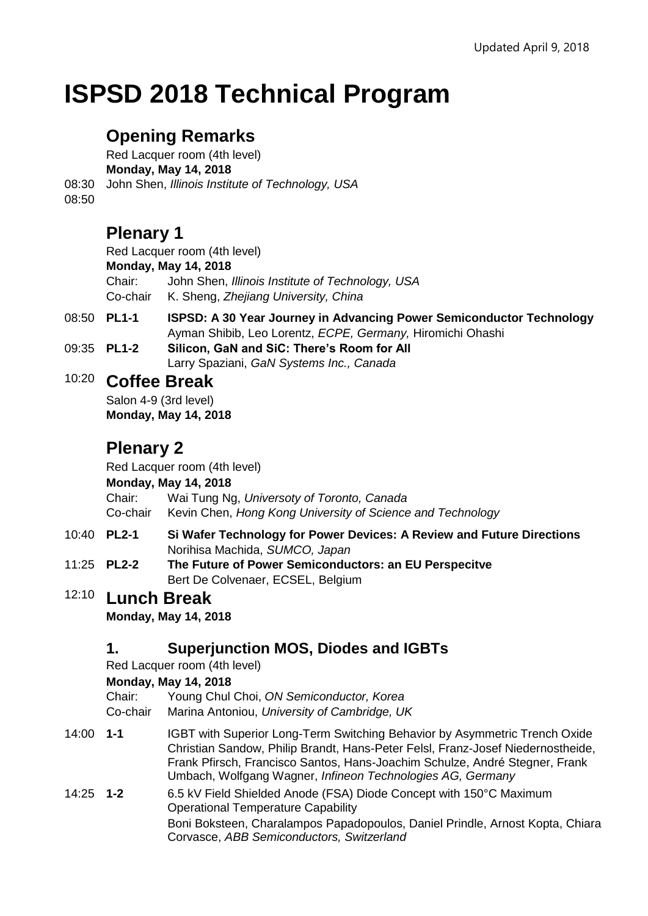Updated April 9, 2018

# ISPSD 2018 Technical Program

## Opening Remarks

Red Lacquer room (4th level)
**Monday, May 14, 2018**

08:30 John Shen, *Illinois Institute of Technology, USA*
08:50

## Plenary 1

Red Lacquer room (4th level)
**Monday, May 14, 2018**

Chair: John Shen, *Illinois Institute of Technology, USA*
Co-chair K. Sheng, *Zhejiang University, China*

08:50 **PL1-1** **ISPSD: A 30 Year Journey in Advancing Power Semiconductor Technology**
Ayman Shibib, Leo Lorentz, *ECPE, Germany,* Hiromichi Ohashi

09:35 **PL1-2** **Silicon, GaN and SiC: There's Room for All**
Larry Spaziani, *GaN Systems Inc., Canada*

## 10:20 Coffee Break

Salon 4-9 (3rd level)
**Monday, May 14, 2018**

## Plenary 2

Red Lacquer room (4th level)
**Monday, May 14, 2018**

Chair: Wai Tung Ng, *Universoty of Toronto, Canada*
Co-chair Kevin Chen, *Hong Kong University of Science and Technology*

10:40 **PL2-1** **Si Wafer Technology for Power Devices: A Review and Future Directions**
Norihisa Machida, *SUMCO, Japan*

11:25 **PL2-2** **The Future of Power Semiconductors: an EU Perspecitve**
Bert De Colvenaer, ECSEL, Belgium

## 12:10 Lunch Break

**Monday, May 14, 2018**

## 1. Superjunction MOS, Diodes and IGBTs

Red Lacquer room (4th level)
**Monday, May 14, 2018**

Chair: Young Chul Choi, *ON Semiconductor, Korea*
Co-chair Marina Antoniou, *University of Cambridge, UK*

14:00 **1-1** IGBT with Superior Long-Term Switching Behavior by Asymmetric Trench Oxide
Christian Sandow, Philip Brandt, Hans-Peter Felsl, Franz-Josef Niedernostheide, Frank Pfirsch, Francisco Santos, Hans-Joachim Schulze, André Stegner, Frank Umbach, Wolfgang Wagner, *Infineon Technologies AG, Germany*

14:25 **1-2** 6.5 kV Field Shielded Anode (FSA) Diode Concept with 150°C Maximum Operational Temperature Capability
Boni Boksteen, Charalampos Papadopoulos, Daniel Prindle, Arnost Kopta, Chiara Corvasce, *ABB Semiconductors, Switzerland*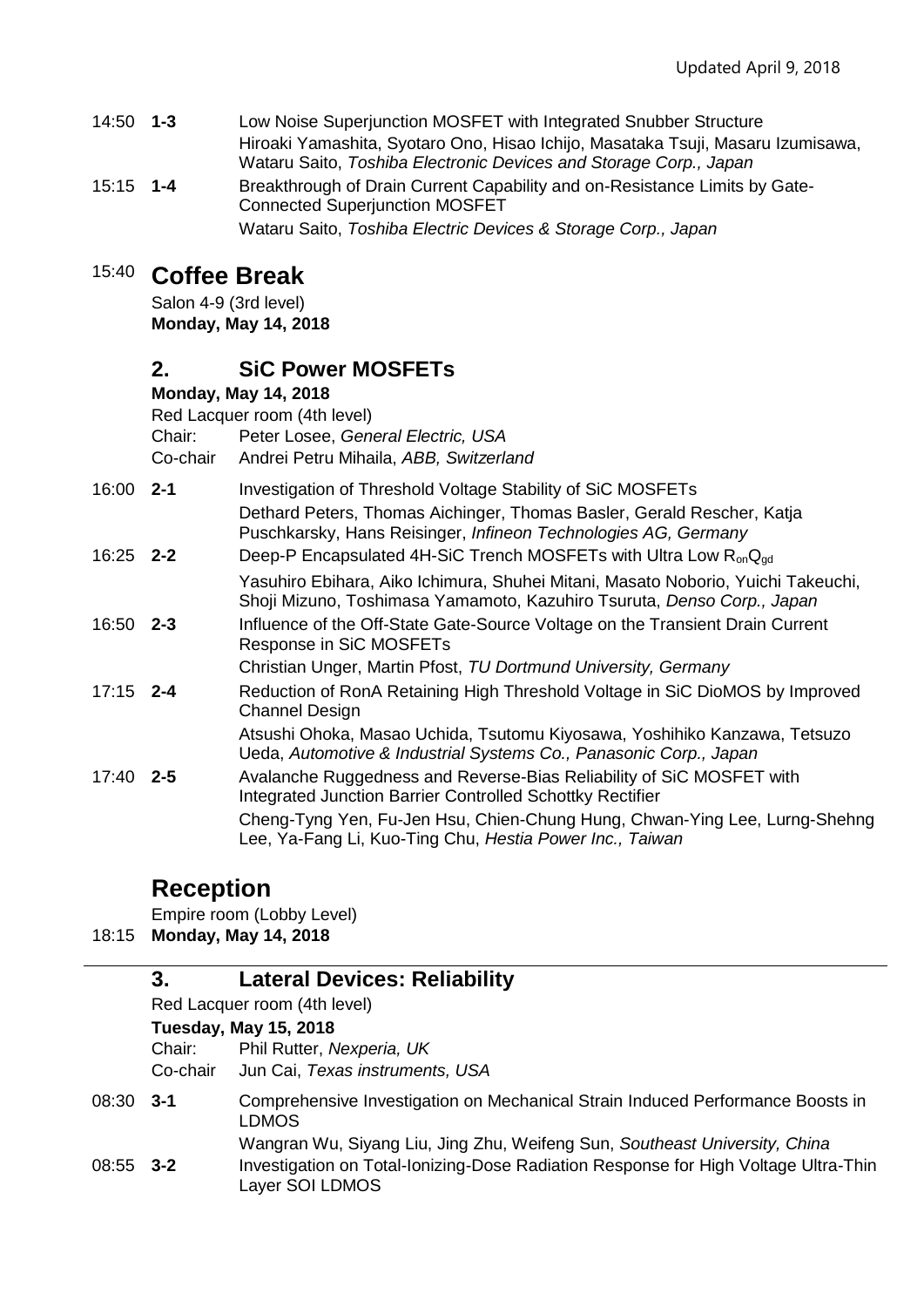14:50 **1-3** Low Noise Superjunction MOSFET with Integrated Snubber Structure
Hiroaki Yamashita, Syotaro Ono, Hisao Ichijo, Masataka Tsuji, Masaru Izumisawa, Wataru Saito, *Toshiba Electronic Devices and Storage Corp., Japan*

15:15 **1-4** Breakthrough of Drain Current Capability and on-Resistance Limits by Gate-Connected Superjunction MOSFET
Wataru Saito, *Toshiba Electric Devices & Storage Corp., Japan*

## 15:40 Coffee Break

Salon 4-9 (3rd level)
**Monday, May 14, 2018**

## 2. SiC Power MOSFETs

**Monday, May 14, 2018**
Red Lacquer room (4th level)
Chair: Peter Losee, *General Electric, USA*
Co-chair Andrei Petru Mihaila, *ABB, Switzerland*

16:00 **2-1** Investigation of Threshold Voltage Stability of SiC MOSFETs
Dethard Peters, Thomas Aichinger, Thomas Basler, Gerald Rescher, Katja Puschkarsky, Hans Reisinger, *Infineon Technologies AG, Germany*

16:25 **2-2** Deep-P Encapsulated 4H-SiC Trench MOSFETs with Ultra Low $R_{on}Q_{gd}$
Yasuhiro Ebihara, Aiko Ichimura, Shuhei Mitani, Masato Noborio, Yuichi Takeuchi, Shoji Mizuno, Toshimasa Yamamoto, Kazuhiro Tsuruta, *Denso Corp., Japan*

16:50 **2-3** Influence of the Off-State Gate-Source Voltage on the Transient Drain Current Response in SiC MOSFETs
Christian Unger, Martin Pfost, *TU Dortmund University, Germany*

17:15 **2-4** Reduction of RonA Retaining High Threshold Voltage in SiC DioMOS by Improved Channel Design
Atsushi Ohoka, Masao Uchida, Tsutomu Kiyosawa, Yoshihiko Kanzawa, Tetsuzo Ueda, *Automotive & Industrial Systems Co., Panasonic Corp., Japan*

17:40 **2-5** Avalanche Ruggedness and Reverse-Bias Reliability of SiC MOSFET with Integrated Junction Barrier Controlled Schottky Rectifier
Cheng-Tyng Yen, Fu-Jen Hsu, Chien-Chung Hung, Chwan-Ying Lee, Lurng-Shehng Lee, Ya-Fang Li, Kuo-Ting Chu, *Hestia Power Inc., Taiwan*

## Reception

Empire room (Lobby Level)
18:15 **Monday, May 14, 2018**

---

## 3. Lateral Devices: Reliability

Red Lacquer room (4th level)
**Tuesday, May 15, 2018**
Chair: Phil Rutter, *Nexperia, UK*
Co-chair Jun Cai, *Texas instruments, USA*

08:30 **3-1** Comprehensive Investigation on Mechanical Strain Induced Performance Boosts in LDMOS
Wangran Wu, Siyang Liu, Jing Zhu, Weifeng Sun, *Southeast University, China*

08:55 **3-2** Investigation on Total-Ionizing-Dose Radiation Response for High Voltage Ultra-Thin Layer SOI LDMOS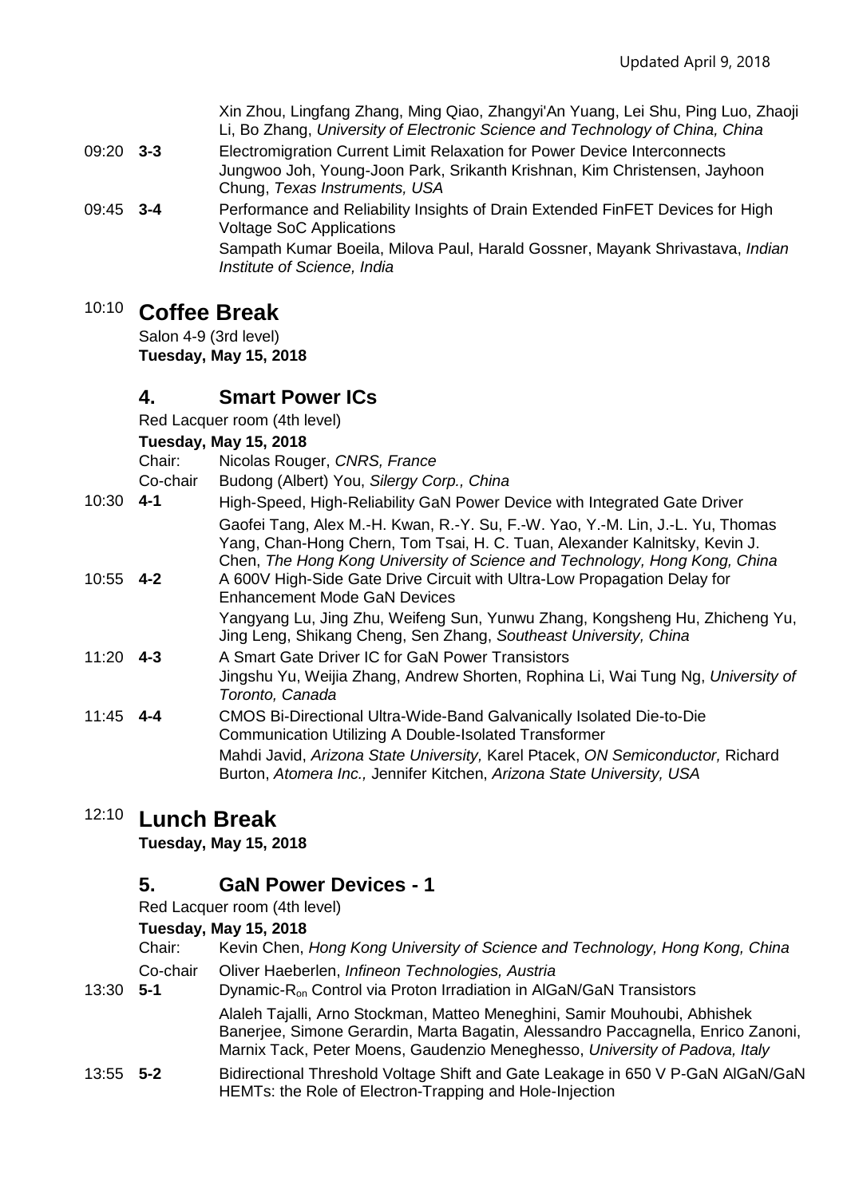Xin Zhou, Lingfang Zhang, Ming Qiao, Zhangyi'An Yuang, Lei Shu, Ping Luo, Zhaoji Li, Bo Zhang, *University of Electronic Science and Technology of China, China*

09:20 **3-3** Electromigration Current Limit Relaxation for Power Device Interconnects
Jungwoo Joh, Young-Joon Park, Srikanth Krishnan, Kim Christensen, Jayhoon Chung, *Texas Instruments, USA*

09:45 **3-4** Performance and Reliability Insights of Drain Extended FinFET Devices for High Voltage SoC Applications
Sampath Kumar Boeila, Milova Paul, Harald Gossner, Mayank Shrivastava, *Indian Institute of Science, India*

## 10:10 Coffee Break

Salon 4-9 (3rd level)
**Tuesday, May 15, 2018**

## 4. Smart Power ICs

Red Lacquer room (4th level)
**Tuesday, May 15, 2018**
Chair: Nicolas Rouger, *CNRS, France*
Co-chair Budong (Albert) You, *Silergy Corp., China*

10:30 **4-1** High-Speed, High-Reliability GaN Power Device with Integrated Gate Driver
Gaofei Tang, Alex M.-H. Kwan, R.-Y. Su, F.-W. Yao, Y.-M. Lin, J.-L. Yu, Thomas Yang, Chan-Hong Chern, Tom Tsai, H. C. Tuan, Alexander Kalnitsky, Kevin J. Chen, *The Hong Kong University of Science and Technology, Hong Kong, China*

10:55 **4-2** A 600V High-Side Gate Drive Circuit with Ultra-Low Propagation Delay for Enhancement Mode GaN Devices
Yangyang Lu, Jing Zhu, Weifeng Sun, Yunwu Zhang, Kongsheng Hu, Zhicheng Yu, Jing Leng, Shikang Cheng, Sen Zhang, *Southeast University, China*

11:20 **4-3** A Smart Gate Driver IC for GaN Power Transistors
Jingshu Yu, Weijia Zhang, Andrew Shorten, Rophina Li, Wai Tung Ng, *University of Toronto, Canada*

11:45 **4-4** CMOS Bi-Directional Ultra-Wide-Band Galvanically Isolated Die-to-Die Communication Utilizing A Double-Isolated Transformer
Mahdi Javid, *Arizona State University,* Karel Ptacek, *ON Semiconductor,* Richard Burton, *Atomera Inc.,* Jennifer Kitchen, *Arizona State University, USA*

## 12:10 Lunch Break

**Tuesday, May 15, 2018**

## 5. GaN Power Devices - 1

Red Lacquer room (4th level)
**Tuesday, May 15, 2018**
Chair: Kevin Chen, *Hong Kong University of Science and Technology, Hong Kong, China*
Co-chair Oliver Haeberlen, *Infineon Technologies, Austria*

13:30 **5-1** Dynamic-$R_{on}$ Control via Proton Irradiation in AlGaN/GaN Transistors
Alaleh Tajalli, Arno Stockman, Matteo Meneghini, Samir Mouhoubi, Abhishek Banerjee, Simone Gerardin, Marta Bagatin, Alessandro Paccagnella, Enrico Zanoni, Marnix Tack, Peter Moens, Gaudenzio Meneghesso, *University of Padova, Italy*

13:55 **5-2** Bidirectional Threshold Voltage Shift and Gate Leakage in 650 V P-GaN AlGaN/GaN HEMTs: the Role of Electron-Trapping and Hole-Injection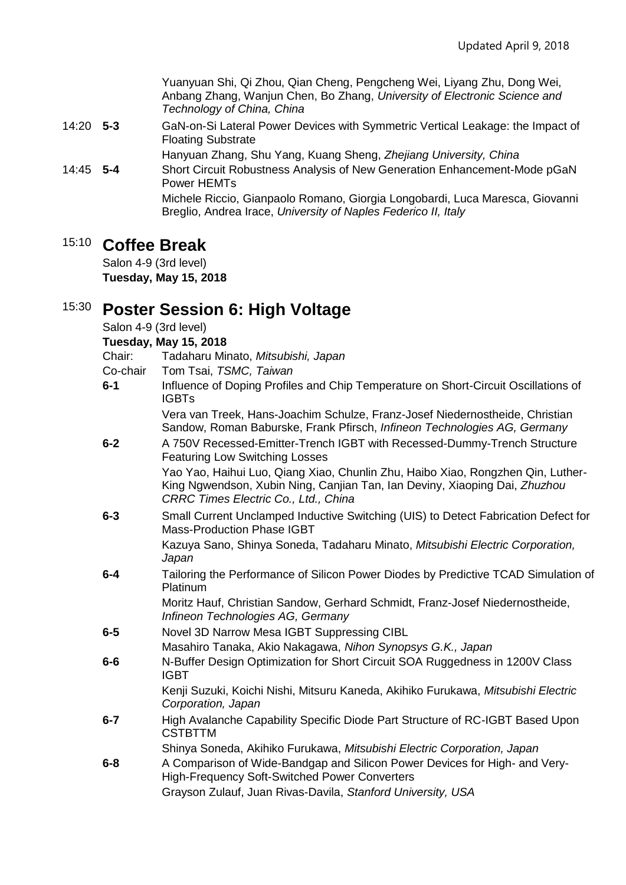Yuanyuan Shi, Qi Zhou, Qian Cheng, Pengcheng Wei, Liyang Zhu, Dong Wei, Anbang Zhang, Wanjun Chen, Bo Zhang, *University of Electronic Science and Technology of China, China*

14:20 **5-3** GaN-on-Si Lateral Power Devices with Symmetric Vertical Leakage: the Impact of Floating Substrate

Hanyuan Zhang, Shu Yang, Kuang Sheng, *Zhejiang University, China*

14:45 **5-4** Short Circuit Robustness Analysis of New Generation Enhancement-Mode pGaN Power HEMTs

Michele Riccio, Gianpaolo Romano, Giorgia Longobardi, Luca Maresca, Giovanni Breglio, Andrea Irace, *University of Naples Federico II, Italy*

## 15:10 Coffee Break

Salon 4-9 (3rd level)
**Tuesday, May 15, 2018**

## 15:30 Poster Session 6: High Voltage

Salon 4-9 (3rd level)
**Tuesday, May 15, 2018**

Chair: Tadaharu Minato, *Mitsubishi, Japan*
Co-chair Tom Tsai, *TSMC, Taiwan*

**6-1** Influence of Doping Profiles and Chip Temperature on Short-Circuit Oscillations of IGBTs

Vera van Treek, Hans-Joachim Schulze, Franz-Josef Niedernostheide, Christian Sandow, Roman Baburske, Frank Pfirsch, *Infineon Technologies AG, Germany*

**6-2** A 750V Recessed-Emitter-Trench IGBT with Recessed-Dummy-Trench Structure Featuring Low Switching Losses

Yao Yao, Haihui Luo, Qiang Xiao, Chunlin Zhu, Haibo Xiao, Rongzhen Qin, Luther-King Ngwendson, Xubin Ning, Canjian Tan, Ian Deviny, Xiaoping Dai, *Zhuzhou CRRC Times Electric Co., Ltd., China*

**6-3** Small Current Unclamped Inductive Switching (UIS) to Detect Fabrication Defect for Mass-Production Phase IGBT

Kazuya Sano, Shinya Soneda, Tadaharu Minato, *Mitsubishi Electric Corporation, Japan*

**6-4** Tailoring the Performance of Silicon Power Diodes by Predictive TCAD Simulation of Platinum

Moritz Hauf, Christian Sandow, Gerhard Schmidt, Franz-Josef Niedernostheide, *Infineon Technologies AG, Germany*

**6-5** Novel 3D Narrow Mesa IGBT Suppressing CIBL

Masahiro Tanaka, Akio Nakagawa, *Nihon Synopsys G.K., Japan*

**6-6** N-Buffer Design Optimization for Short Circuit SOA Ruggedness in 1200V Class IGBT

Kenji Suzuki, Koichi Nishi, Mitsuru Kaneda, Akihiko Furukawa, *Mitsubishi Electric Corporation, Japan*

**6-7** High Avalanche Capability Specific Diode Part Structure of RC-IGBT Based Upon CSTBTTM

Shinya Soneda, Akihiko Furukawa, *Mitsubishi Electric Corporation, Japan*

**6-8** A Comparison of Wide-Bandgap and Silicon Power Devices for High- and Very-High-Frequency Soft-Switched Power Converters

Grayson Zulauf, Juan Rivas-Davila, *Stanford University, USA*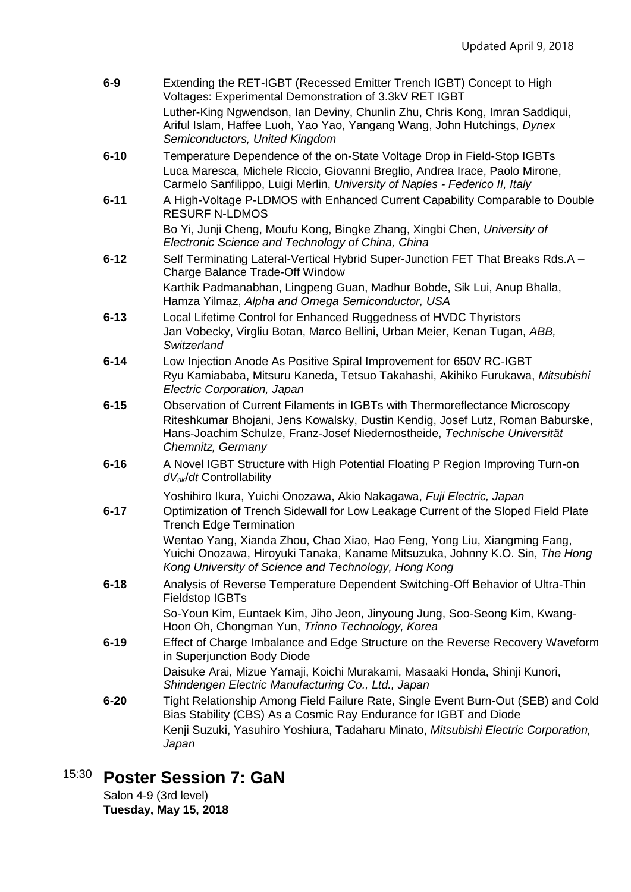**6-9** Extending the RET-IGBT (Recessed Emitter Trench IGBT) Concept to High Voltages: Experimental Demonstration of 3.3kV RET IGBT
Luther-King Ngwendson, Ian Deviny, Chunlin Zhu, Chris Kong, Imran Saddiqui, Ariful Islam, Haffee Luoh, Yao Yao, Yangang Wang, John Hutchings, *Dynex Semiconductors, United Kingdom*

**6-10** Temperature Dependence of the on-State Voltage Drop in Field-Stop IGBTs
Luca Maresca, Michele Riccio, Giovanni Breglio, Andrea Irace, Paolo Mirone, Carmelo Sanfilippo, Luigi Merlin, *University of Naples - Federico II, Italy*

**6-11** A High-Voltage P-LDMOS with Enhanced Current Capability Comparable to Double RESURF N-LDMOS
Bo Yi, Junji Cheng, Moufu Kong, Bingke Zhang, Xingbi Chen, *University of Electronic Science and Technology of China, China*

**6-12** Self Terminating Lateral-Vertical Hybrid Super-Junction FET That Breaks Rds.A – Charge Balance Trade-Off Window
Karthik Padmanabhan, Lingpeng Guan, Madhur Bobde, Sik Lui, Anup Bhalla, Hamza Yilmaz, *Alpha and Omega Semiconductor, USA*

**6-13** Local Lifetime Control for Enhanced Ruggedness of HVDC Thyristors
Jan Vobecky, Virgliu Botan, Marco Bellini, Urban Meier, Kenan Tugan, *ABB, Switzerland*

**6-14** Low Injection Anode As Positive Spiral Improvement for 650V RC-IGBT
Ryu Kamiababa, Mitsuru Kaneda, Tetsuo Takahashi, Akihiko Furukawa, *Mitsubishi Electric Corporation, Japan*

**6-15** Observation of Current Filaments in IGBTs with Thermoreflectance Microscopy
Riteshkumar Bhojani, Jens Kowalsky, Dustin Kendig, Josef Lutz, Roman Baburske, Hans-Joachim Schulze, Franz-Josef Niedernostheide, *Technische Universität Chemnitz, Germany*

**6-16** A Novel IGBT Structure with High Potential Floating P Region Improving Turn-on $dV_{ak}/dt$ Controllability
Yoshihiro Ikura, Yuichi Onozawa, Akio Nakagawa, *Fuji Electric, Japan*

**6-17** Optimization of Trench Sidewall for Low Leakage Current of the Sloped Field Plate Trench Edge Termination
Wentao Yang, Xianda Zhou, Chao Xiao, Hao Feng, Yong Liu, Xiangming Fang, Yuichi Onozawa, Hiroyuki Tanaka, Kaname Mitsuzuka, Johnny K.O. Sin, *The Hong Kong University of Science and Technology, Hong Kong*

**6-18** Analysis of Reverse Temperature Dependent Switching-Off Behavior of Ultra-Thin Fieldstop IGBTs
So-Youn Kim, Euntaek Kim, Jiho Jeon, Jinyoung Jung, Soo-Seong Kim, Kwang-Hoon Oh, Chongman Yun, *Trinno Technology, Korea*

**6-19** Effect of Charge Imbalance and Edge Structure on the Reverse Recovery Waveform in Superjunction Body Diode
Daisuke Arai, Mizue Yamaji, Koichi Murakami, Masaaki Honda, Shinji Kunori, *Shindengen Electric Manufacturing Co., Ltd., Japan*

**6-20** Tight Relationship Among Field Failure Rate, Single Event Burn-Out (SEB) and Cold Bias Stability (CBS) As a Cosmic Ray Endurance for IGBT and Diode
Kenji Suzuki, Yasuhiro Yoshiura, Tadaharu Minato, *Mitsubishi Electric Corporation, Japan*

## 15:30 Poster Session 7: GaN

Salon 4-9 (3rd level)
**Tuesday, May 15, 2018**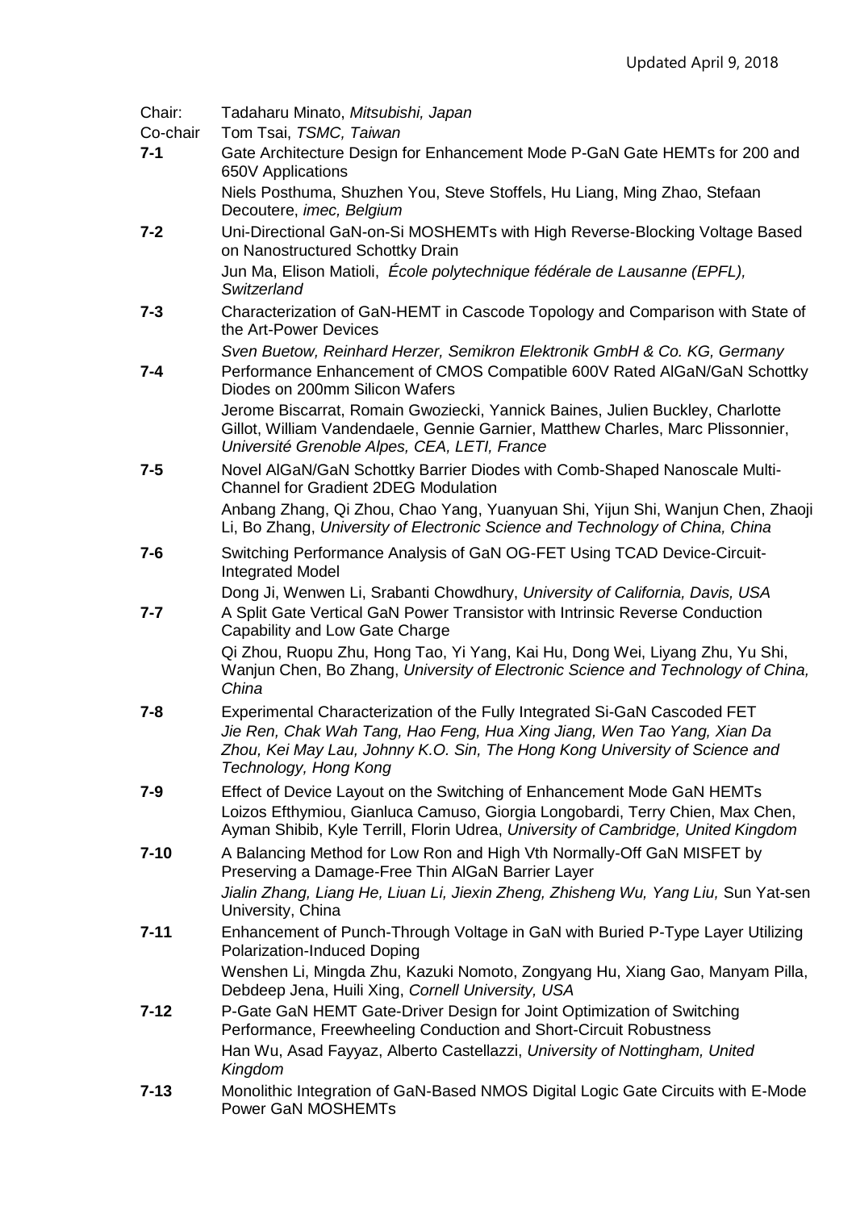Chair: Tadaharu Minato, *Mitsubishi, Japan*
Co-chair Tom Tsai, *TSMC, Taiwan*

**7-1** Gate Architecture Design for Enhancement Mode P-GaN Gate HEMTs for 200 and 650V Applications
Niels Posthuma, Shuzhen You, Steve Stoffels, Hu Liang, Ming Zhao, Stefaan Decoutere, *imec, Belgium*

**7-2** Uni-Directional GaN-on-Si MOSHEMTs with High Reverse-Blocking Voltage Based on Nanostructured Schottky Drain
Jun Ma, Elison Matioli, *École polytechnique fédérale de Lausanne (EPFL), Switzerland*

**7-3** Characterization of GaN-HEMT in Cascode Topology and Comparison with State of the Art-Power Devices
*Sven Buetow, Reinhard Herzer, Semikron Elektronik GmbH & Co. KG, Germany*

**7-4** Performance Enhancement of CMOS Compatible 600V Rated AlGaN/GaN Schottky Diodes on 200mm Silicon Wafers
Jerome Biscarrat, Romain Gwoziecki, Yannick Baines, Julien Buckley, Charlotte Gillot, William Vandendaele, Gennie Garnier, Matthew Charles, Marc Plissonnier, *Université Grenoble Alpes, CEA, LETI, France*

**7-5** Novel AlGaN/GaN Schottky Barrier Diodes with Comb-Shaped Nanoscale Multi-Channel for Gradient 2DEG Modulation
Anbang Zhang, Qi Zhou, Chao Yang, Yuanyuan Shi, Yijun Shi, Wanjun Chen, Zhaoji Li, Bo Zhang, *University of Electronic Science and Technology of China, China*

**7-6** Switching Performance Analysis of GaN OG-FET Using TCAD Device-Circuit-Integrated Model
Dong Ji, Wenwen Li, Srabanti Chowdhury, *University of California, Davis, USA*

**7-7** A Split Gate Vertical GaN Power Transistor with Intrinsic Reverse Conduction Capability and Low Gate Charge
Qi Zhou, Ruopu Zhu, Hong Tao, Yi Yang, Kai Hu, Dong Wei, Liyang Zhu, Yu Shi, Wanjun Chen, Bo Zhang, *University of Electronic Science and Technology of China, China*

**7-8** Experimental Characterization of the Fully Integrated Si-GaN Cascoded FET
*Jie Ren, Chak Wah Tang, Hao Feng, Hua Xing Jiang, Wen Tao Yang, Xian Da Zhou, Kei May Lau, Johnny K.O. Sin, The Hong Kong University of Science and Technology, Hong Kong*

**7-9** Effect of Device Layout on the Switching of Enhancement Mode GaN HEMTs
Loizos Efthymiou, Gianluca Camuso, Giorgia Longobardi, Terry Chien, Max Chen, Ayman Shibib, Kyle Terrill, Florin Udrea, *University of Cambridge, United Kingdom*

**7-10** A Balancing Method for Low Ron and High Vth Normally-Off GaN MISFET by Preserving a Damage-Free Thin AlGaN Barrier Layer
*Jialin Zhang, Liang He, Liuan Li, Jiexin Zheng, Zhisheng Wu, Yang Liu,* Sun Yat-sen University, China

**7-11** Enhancement of Punch-Through Voltage in GaN with Buried P-Type Layer Utilizing Polarization-Induced Doping
Wenshen Li, Mingda Zhu, Kazuki Nomoto, Zongyang Hu, Xiang Gao, Manyam Pilla, Debdeep Jena, Huili Xing, *Cornell University, USA*

**7-12** P-Gate GaN HEMT Gate-Driver Design for Joint Optimization of Switching Performance, Freewheeling Conduction and Short-Circuit Robustness
Han Wu, Asad Fayyaz, Alberto Castellazzi, *University of Nottingham, United Kingdom*

**7-13** Monolithic Integration of GaN-Based NMOS Digital Logic Gate Circuits with E-Mode Power GaN MOSHEMTs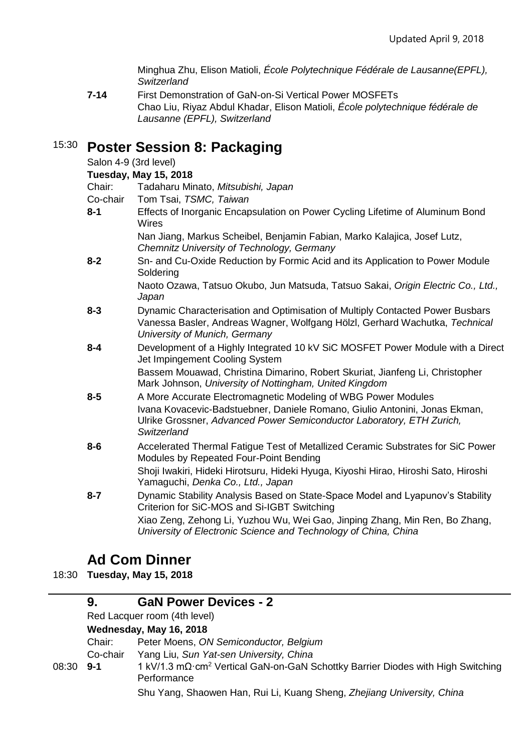Minghua Zhu, Elison Matioli, *École Polytechnique Fédérale de Lausanne(EPFL), Switzerland*

**7-14** First Demonstration of GaN-on-Si Vertical Power MOSFETs
Chao Liu, Riyaz Abdul Khadar, Elison Matioli, *École polytechnique fédérale de Lausanne (EPFL), Switzerland*

## 15:30 Poster Session 8: Packaging

Salon 4-9 (3rd level)

**Tuesday, May 15, 2018**

Chair: Tadaharu Minato, *Mitsubishi, Japan*

Co-chair Tom Tsai, *TSMC, Taiwan*

**8-1** Effects of Inorganic Encapsulation on Power Cycling Lifetime of Aluminum Bond Wires
Nan Jiang, Markus Scheibel, Benjamin Fabian, Marko Kalajica, Josef Lutz, *Chemnitz University of Technology, Germany*

**8-2** Sn- and Cu-Oxide Reduction by Formic Acid and its Application to Power Module Soldering
Naoto Ozawa, Tatsuo Okubo, Jun Matsuda, Tatsuo Sakai, *Origin Electric Co., Ltd., Japan*

**8-3** Dynamic Characterisation and Optimisation of Multiply Contacted Power Busbars
Vanessa Basler, Andreas Wagner, Wolfgang Hölzl, Gerhard Wachutka, *Technical University of Munich, Germany*

**8-4** Development of a Highly Integrated 10 kV SiC MOSFET Power Module with a Direct Jet Impingement Cooling System
Bassem Mouawad, Christina Dimarino, Robert Skuriat, Jianfeng Li, Christopher Mark Johnson, *University of Nottingham, United Kingdom*

**8-5** A More Accurate Electromagnetic Modeling of WBG Power Modules
Ivana Kovacevic-Badstuebner, Daniele Romano, Giulio Antonini, Jonas Ekman, Ulrike Grossner, *Advanced Power Semiconductor Laboratory, ETH Zurich, Switzerland*

**8-6** Accelerated Thermal Fatigue Test of Metallized Ceramic Substrates for SiC Power Modules by Repeated Four-Point Bending
Shoji Iwakiri, Hideki Hirotsuru, Hideki Hyuga, Kiyoshi Hirao, Hiroshi Sato, Hiroshi Yamaguchi, *Denka Co., Ltd., Japan*

**8-7** Dynamic Stability Analysis Based on State-Space Model and Lyapunov's Stability Criterion for SiC-MOS and Si-IGBT Switching
Xiao Zeng, Zehong Li, Yuzhou Wu, Wei Gao, Jinping Zhang, Min Ren, Bo Zhang, *University of Electronic Science and Technology of China, China*

## Ad Com Dinner

18:30 **Tuesday, May 15, 2018**

---

## 9. GaN Power Devices - 2

Red Lacquer room (4th level)

**Wednesday, May 16, 2018**

Chair: Peter Moens, *ON Semiconductor, Belgium*

Co-chair Yang Liu, *Sun Yat-sen University, China*

08:30 **9-1** 1 kV/1.3 mΩ·cm$^2$ Vertical GaN-on-GaN Schottky Barrier Diodes with High Switching Performance
Shu Yang, Shaowen Han, Rui Li, Kuang Sheng, *Zhejiang University, China*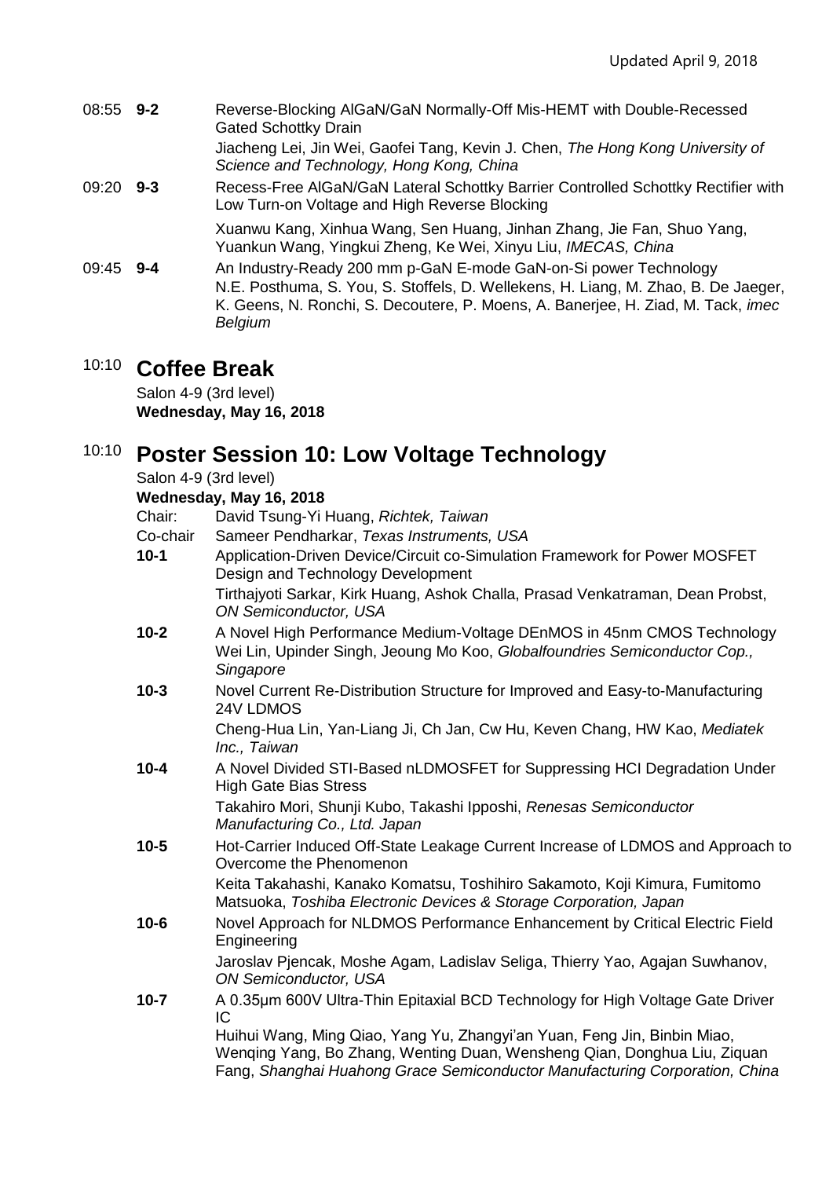08:55 **9-2** Reverse-Blocking AlGaN/GaN Normally-Off Mis-HEMT with Double-Recessed Gated Schottky Drain
Jiacheng Lei, Jin Wei, Gaofei Tang, Kevin J. Chen, *The Hong Kong University of Science and Technology, Hong Kong, China*

09:20 **9-3** Recess-Free AlGaN/GaN Lateral Schottky Barrier Controlled Schottky Rectifier with Low Turn-on Voltage and High Reverse Blocking
Xuanwu Kang, Xinhua Wang, Sen Huang, Jinhan Zhang, Jie Fan, Shuo Yang, Yuankun Wang, Yingkui Zheng, Ke Wei, Xinyu Liu, *IMECAS, China*

09:45 **9-4** An Industry-Ready 200 mm p-GaN E-mode GaN-on-Si power Technology
N.E. Posthuma, S. You, S. Stoffels, D. Wellekens, H. Liang, M. Zhao, B. De Jaeger, K. Geens, N. Ronchi, S. Decoutere, P. Moens, A. Banerjee, H. Ziad, M. Tack, *imec Belgium*

## 10:10 Coffee Break

Salon 4-9 (3rd level)
**Wednesday, May 16, 2018**

## 10:10 Poster Session 10: Low Voltage Technology

Salon 4-9 (3rd level)
**Wednesday, May 16, 2018**

Chair: David Tsung-Yi Huang, *Richtek, Taiwan*
Co-chair Sameer Pendharkar, *Texas Instruments, USA*

**10-1** Application-Driven Device/Circuit co-Simulation Framework for Power MOSFET Design and Technology Development
Tirthajyoti Sarkar, Kirk Huang, Ashok Challa, Prasad Venkatraman, Dean Probst, *ON Semiconductor, USA*

**10-2** A Novel High Performance Medium-Voltage DEnMOS in 45nm CMOS Technology
Wei Lin, Upinder Singh, Jeoung Mo Koo, *Globalfoundries Semiconductor Cop., Singapore*

**10-3** Novel Current Re-Distribution Structure for Improved and Easy-to-Manufacturing 24V LDMOS
Cheng-Hua Lin, Yan-Liang Ji, Ch Jan, Cw Hu, Keven Chang, HW Kao, *Mediatek Inc., Taiwan*

**10-4** A Novel Divided STI-Based nLDMOSFET for Suppressing HCI Degradation Under High Gate Bias Stress
Takahiro Mori, Shunji Kubo, Takashi Ipposhi, *Renesas Semiconductor Manufacturing Co., Ltd. Japan*

**10-5** Hot-Carrier Induced Off-State Leakage Current Increase of LDMOS and Approach to Overcome the Phenomenon
Keita Takahashi, Kanako Komatsu, Toshihiro Sakamoto, Koji Kimura, Fumitomo Matsuoka, *Toshiba Electronic Devices & Storage Corporation, Japan*

**10-6** Novel Approach for NLDMOS Performance Enhancement by Critical Electric Field Engineering
Jaroslav Pjencak, Moshe Agam, Ladislav Seliga, Thierry Yao, Agajan Suwhanov, *ON Semiconductor, USA*

**10-7** A 0.35μm 600V Ultra-Thin Epitaxial BCD Technology for High Voltage Gate Driver IC
Huihui Wang, Ming Qiao, Yang Yu, Zhangyi'an Yuan, Feng Jin, Binbin Miao, Wenqing Yang, Bo Zhang, Wenting Duan, Wensheng Qian, Donghua Liu, Ziquan Fang, *Shanghai Huahong Grace Semiconductor Manufacturing Corporation, China*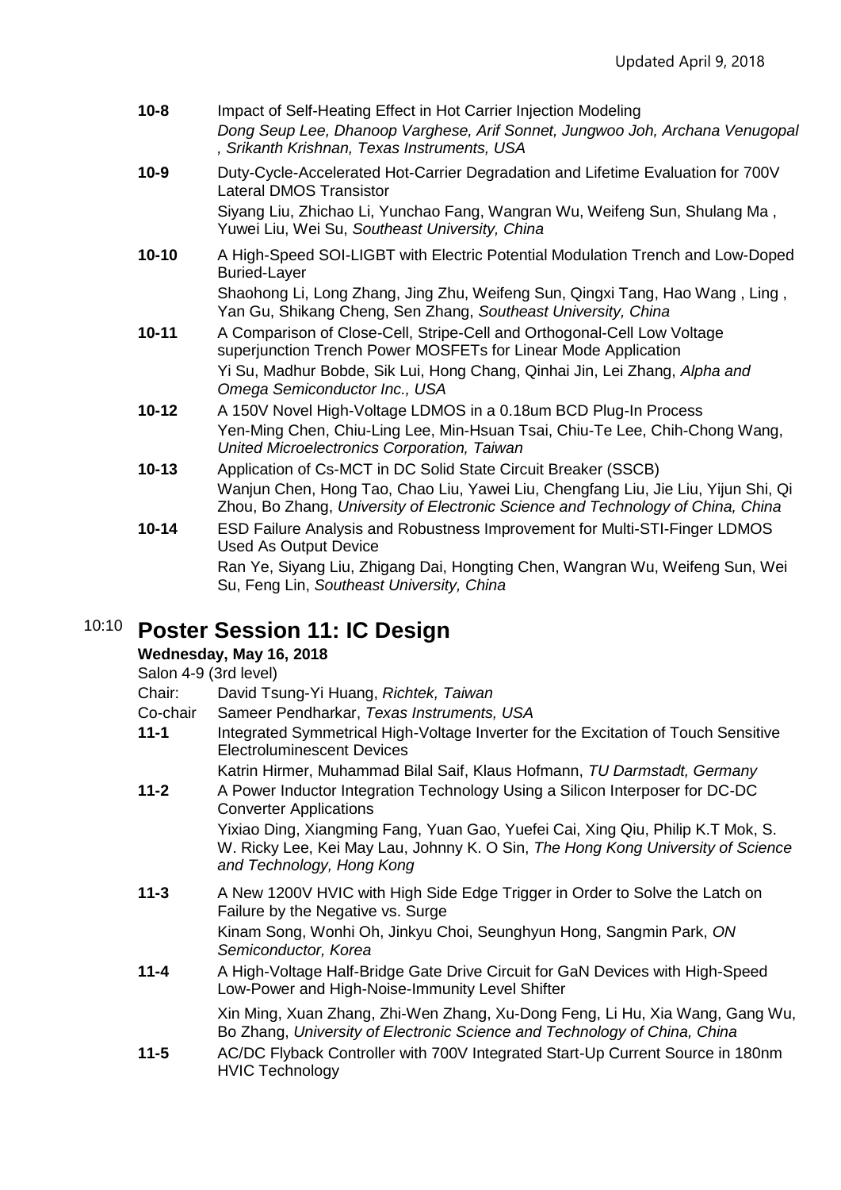**10-8** Impact of Self-Heating Effect in Hot Carrier Injection Modeling
*Dong Seup Lee, Dhanoop Varghese, Arif Sonnet, Jungwoo Joh, Archana Venugopal , Srikanth Krishnan, Texas Instruments, USA*

**10-9** Duty-Cycle-Accelerated Hot-Carrier Degradation and Lifetime Evaluation for 700V Lateral DMOS Transistor
Siyang Liu, Zhichao Li, Yunchao Fang, Wangran Wu, Weifeng Sun, Shulang Ma , Yuwei Liu, Wei Su, *Southeast University, China*

**10-10** A High-Speed SOI-LIGBT with Electric Potential Modulation Trench and Low-Doped Buried-Layer
Shaohong Li, Long Zhang, Jing Zhu, Weifeng Sun, Qingxi Tang, Hao Wang , Ling , Yan Gu, Shikang Cheng, Sen Zhang, *Southeast University, China*

**10-11** A Comparison of Close-Cell, Stripe-Cell and Orthogonal-Cell Low Voltage superjunction Trench Power MOSFETs for Linear Mode Application
Yi Su, Madhur Bobde, Sik Lui, Hong Chang, Qinhai Jin, Lei Zhang, *Alpha and Omega Semiconductor Inc., USA*

**10-12** A 150V Novel High-Voltage LDMOS in a 0.18um BCD Plug-In Process
Yen-Ming Chen, Chiu-Ling Lee, Min-Hsuan Tsai, Chiu-Te Lee, Chih-Chong Wang, *United Microelectronics Corporation, Taiwan*

**10-13** Application of Cs-MCT in DC Solid State Circuit Breaker (SSCB)
Wanjun Chen, Hong Tao, Chao Liu, Yawei Liu, Chengfang Liu, Jie Liu, Yijun Shi, Qi Zhou, Bo Zhang, *University of Electronic Science and Technology of China, China*

**10-14** ESD Failure Analysis and Robustness Improvement for Multi-STI-Finger LDMOS Used As Output Device
Ran Ye, Siyang Liu, Zhigang Dai, Hongting Chen, Wangran Wu, Weifeng Sun, Wei Su, Feng Lin, *Southeast University, China*

## 10:10 Poster Session 11: IC Design

**Wednesday, May 16, 2018**
Salon 4-9 (3rd level)
Chair: David Tsung-Yi Huang, *Richtek, Taiwan*
Co-chair Sameer Pendharkar, *Texas Instruments, USA*

**11-1** Integrated Symmetrical High-Voltage Inverter for the Excitation of Touch Sensitive Electroluminescent Devices
Katrin Hirmer, Muhammad Bilal Saif, Klaus Hofmann, *TU Darmstadt, Germany*

**11-2** A Power Inductor Integration Technology Using a Silicon Interposer for DC-DC Converter Applications
Yixiao Ding, Xiangming Fang, Yuan Gao, Yuefei Cai, Xing Qiu, Philip K.T Mok, S. W. Ricky Lee, Kei May Lau, Johnny K. O Sin, *The Hong Kong University of Science and Technology, Hong Kong*

**11-3** A New 1200V HVIC with High Side Edge Trigger in Order to Solve the Latch on Failure by the Negative vs. Surge
Kinam Song, Wonhi Oh, Jinkyu Choi, Seunghyun Hong, Sangmin Park, *ON Semiconductor, Korea*

**11-4** A High-Voltage Half-Bridge Gate Drive Circuit for GaN Devices with High-Speed Low-Power and High-Noise-Immunity Level Shifter
Xin Ming, Xuan Zhang, Zhi-Wen Zhang, Xu-Dong Feng, Li Hu, Xia Wang, Gang Wu, Bo Zhang, *University of Electronic Science and Technology of China, China*

**11-5** AC/DC Flyback Controller with 700V Integrated Start-Up Current Source in 180nm HVIC Technology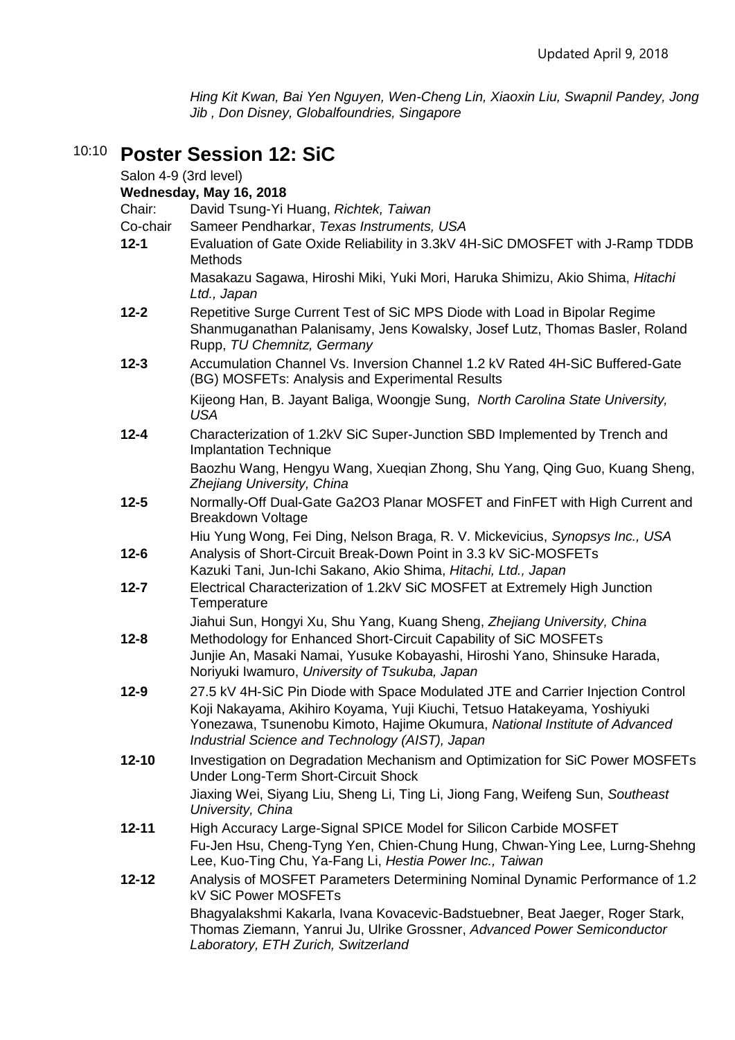*Hing Kit Kwan, Bai Yen Nguyen, Wen-Cheng Lin, Xiaoxin Liu, Swapnil Pandey, Jong Jib , Don Disney, Globalfoundries, Singapore*

## 10:10 Poster Session 12: SiC

Salon 4-9 (3rd level)

**Wednesday, May 16, 2018**

Chair: David Tsung-Yi Huang, *Richtek, Taiwan*

Co-chair Sameer Pendharkar, *Texas Instruments, USA*

**12-1** Evaluation of Gate Oxide Reliability in 3.3kV 4H-SiC DMOSFET with J-Ramp TDDB Methods
Masakazu Sagawa, Hiroshi Miki, Yuki Mori, Haruka Shimizu, Akio Shima, *Hitachi Ltd., Japan*

**12-2** Repetitive Surge Current Test of SiC MPS Diode with Load in Bipolar Regime
Shanmuganathan Palanisamy, Jens Kowalsky, Josef Lutz, Thomas Basler, Roland Rupp, *TU Chemnitz, Germany*

**12-3** Accumulation Channel Vs. Inversion Channel 1.2 kV Rated 4H-SiC Buffered-Gate (BG) MOSFETs: Analysis and Experimental Results
Kijeong Han, B. Jayant Baliga, Woongje Sung, *North Carolina State University, USA*

**12-4** Characterization of 1.2kV SiC Super-Junction SBD Implemented by Trench and Implantation Technique
Baozhu Wang, Hengyu Wang, Xueqian Zhong, Shu Yang, Qing Guo, Kuang Sheng, *Zhejiang University, China*

**12-5** Normally-Off Dual-Gate $Ga_2O_3$ Planar MOSFET and FinFET with High Current and Breakdown Voltage
Hiu Yung Wong, Fei Ding, Nelson Braga, R. V. Mickevicius, *Synopsys Inc., USA*

**12-6** Analysis of Short-Circuit Break-Down Point in 3.3 kV SiC-MOSFETs
Kazuki Tani, Jun-Ichi Sakano, Akio Shima, *Hitachi, Ltd., Japan*

**12-7** Electrical Characterization of 1.2kV SiC MOSFET at Extremely High Junction Temperature
Jiahui Sun, Hongyi Xu, Shu Yang, Kuang Sheng, *Zhejiang University, China*

**12-8** Methodology for Enhanced Short-Circuit Capability of SiC MOSFETs
Junjie An, Masaki Namai, Yusuke Kobayashi, Hiroshi Yano, Shinsuke Harada, Noriyuki Iwamuro, *University of Tsukuba, Japan*

**12-9** 27.5 kV 4H-SiC Pin Diode with Space Modulated JTE and Carrier Injection Control
Koji Nakayama, Akihiro Koyama, Yuji Kiuchi, Tetsuo Hatakeyama, Yoshiyuki Yonezawa, Tsunenobu Kimoto, Hajime Okumura, *National Institute of Advanced Industrial Science and Technology (AIST), Japan*

**12-10** Investigation on Degradation Mechanism and Optimization for SiC Power MOSFETs Under Long-Term Short-Circuit Shock
Jiaxing Wei, Siyang Liu, Sheng Li, Ting Li, Jiong Fang, Weifeng Sun, *Southeast University, China*

**12-11** High Accuracy Large-Signal SPICE Model for Silicon Carbide MOSFET
Fu-Jen Hsu, Cheng-Tyng Yen, Chien-Chung Hung, Chwan-Ying Lee, Lurng-Shehng Lee, Kuo-Ting Chu, Ya-Fang Li, *Hestia Power Inc., Taiwan*

**12-12** Analysis of MOSFET Parameters Determining Nominal Dynamic Performance of 1.2 kV SiC Power MOSFETs
Bhagyalakshmi Kakarla, Ivana Kovacevic-Badstuebner, Beat Jaeger, Roger Stark, Thomas Ziemann, Yanrui Ju, Ulrike Grossner, *Advanced Power Semiconductor Laboratory, ETH Zurich, Switzerland*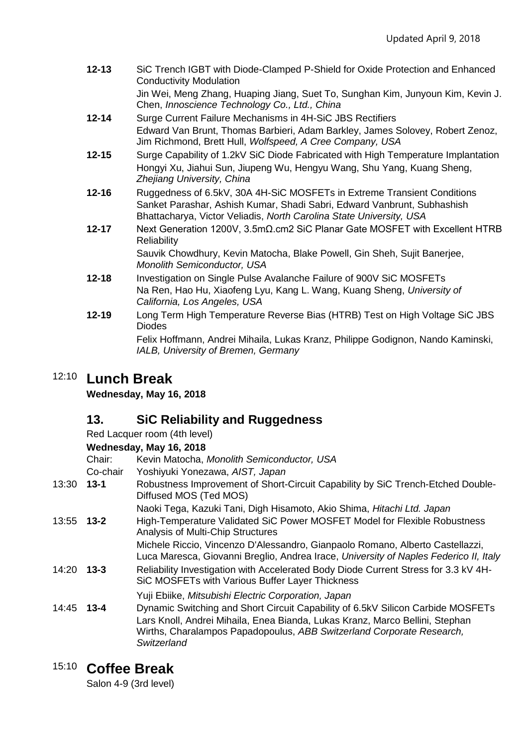**12-13** SiC Trench IGBT with Diode-Clamped P-Shield for Oxide Protection and Enhanced Conductivity Modulation
Jin Wei, Meng Zhang, Huaping Jiang, Suet To, Sunghan Kim, Junyoun Kim, Kevin J. Chen, *Innoscience Technology Co., Ltd., China*

**12-14** Surge Current Failure Mechanisms in 4H-SiC JBS Rectifiers
Edward Van Brunt, Thomas Barbieri, Adam Barkley, James Solovey, Robert Zenoz, Jim Richmond, Brett Hull, *Wolfspeed, A Cree Company, USA*

**12-15** Surge Capability of 1.2kV SiC Diode Fabricated with High Temperature Implantation
Hongyi Xu, Jiahui Sun, Jiupeng Wu, Hengyu Wang, Shu Yang, Kuang Sheng, *Zhejiang University, China*

**12-16** Ruggedness of 6.5kV, 30A 4H-SiC MOSFETs in Extreme Transient Conditions
Sanket Parashar, Ashish Kumar, Shadi Sabri, Edward Vanbrunt, Subhashish Bhattacharya, Victor Veliadis, *North Carolina State University, USA*

**12-17** Next Generation 1200V, 3.5mΩ.cm2 SiC Planar Gate MOSFET with Excellent HTRB Reliability
Sauvik Chowdhury, Kevin Matocha, Blake Powell, Gin Sheh, Sujit Banerjee, *Monolith Semiconductor, USA*

**12-18** Investigation on Single Pulse Avalanche Failure of 900V SiC MOSFETs
Na Ren, Hao Hu, Xiaofeng Lyu, Kang L. Wang, Kuang Sheng, *University of California, Los Angeles, USA*

**12-19** Long Term High Temperature Reverse Bias (HTRB) Test on High Voltage SiC JBS Diodes
Felix Hoffmann, Andrei Mihaila, Lukas Kranz, Philippe Godignon, Nando Kaminski, *IALB, University of Bremen, Germany*

## 12:10 Lunch Break

**Wednesday, May 16, 2018**

## 13. SiC Reliability and Ruggedness

Red Lacquer room (4th level)

**Wednesday, May 16, 2018**

Chair: Kevin Matocha, *Monolith Semiconductor, USA*
Co-chair Yoshiyuki Yonezawa, *AIST, Japan*

13:30 **13-1** Robustness Improvement of Short-Circuit Capability by SiC Trench-Etched Double-Diffused MOS (Ted MOS)
Naoki Tega, Kazuki Tani, Digh Hisamoto, Akio Shima, *Hitachi Ltd. Japan*

13:55 **13-2** High-Temperature Validated SiC Power MOSFET Model for Flexible Robustness Analysis of Multi-Chip Structures
Michele Riccio, Vincenzo D'Alessandro, Gianpaolo Romano, Alberto Castellazzi, Luca Maresca, Giovanni Breglio, Andrea Irace, *University of Naples Federico II, Italy*

14:20 **13-3** Reliability Investigation with Accelerated Body Diode Current Stress for 3.3 kV 4H-SiC MOSFETs with Various Buffer Layer Thickness
Yuji Ebiike, *Mitsubishi Electric Corporation, Japan*

14:45 **13-4** Dynamic Switching and Short Circuit Capability of 6.5kV Silicon Carbide MOSFETs
Lars Knoll, Andrei Mihaila, Enea Bianda, Lukas Kranz, Marco Bellini, Stephan Wirths, Charalampos Papadopoulus, *ABB Switzerland Corporate Research, Switzerland*

## 15:10 Coffee Break

Salon 4-9 (3rd level)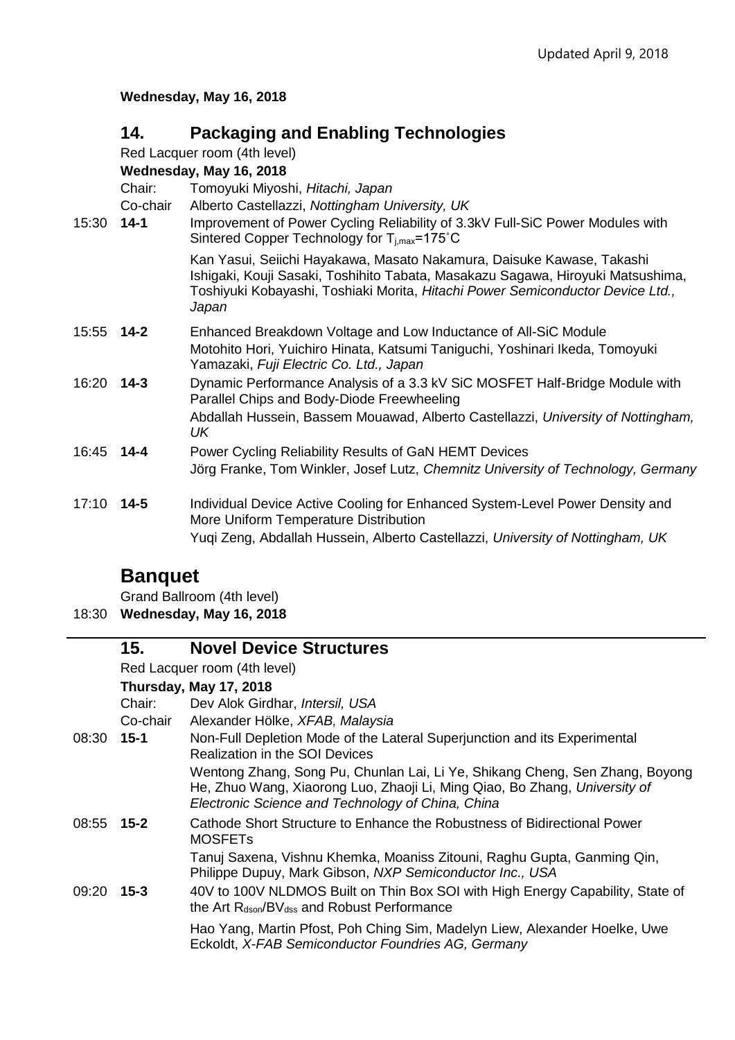**Wednesday, May 16, 2018**

## 14. Packaging and Enabling Technologies

Red Lacquer room (4th level)

**Wednesday, May 16, 2018**

Chair: Tomoyuki Miyoshi, *Hitachi, Japan*

Co-chair Alberto Castellazzi, *Nottingham University, UK*

15:30 **14-1** Improvement of Power Cycling Reliability of 3.3kV Full-SiC Power Modules with Sintered Copper Technology for $T_{j,max}$=175˚C

Kan Yasui, Seiichi Hayakawa, Masato Nakamura, Daisuke Kawase, Takashi Ishigaki, Kouji Sasaki, Toshihito Tabata, Masakazu Sagawa, Hiroyuki Matsushima, Toshiyuki Kobayashi, Toshiaki Morita, *Hitachi Power Semiconductor Device Ltd., Japan*

15:55 **14-2** Enhanced Breakdown Voltage and Low Inductance of All-SiC Module

Motohito Hori, Yuichiro Hinata, Katsumi Taniguchi, Yoshinari Ikeda, Tomoyuki Yamazaki, *Fuji Electric Co. Ltd., Japan*

16:20 **14-3** Dynamic Performance Analysis of a 3.3 kV SiC MOSFET Half-Bridge Module with Parallel Chips and Body-Diode Freewheeling

Abdallah Hussein, Bassem Mouawad, Alberto Castellazzi, *University of Nottingham, UK*

16:45 **14-4** Power Cycling Reliability Results of GaN HEMT Devices

Jörg Franke, Tom Winkler, Josef Lutz, *Chemnitz University of Technology, Germany*

17:10 **14-5** Individual Device Active Cooling for Enhanced System-Level Power Density and More Uniform Temperature Distribution

Yuqi Zeng, Abdallah Hussein, Alberto Castellazzi, *University of Nottingham, UK*

## Banquet

Grand Ballroom (4th level)

18:30 **Wednesday, May 16, 2018**

---

## 15. Novel Device Structures

Red Lacquer room (4th level)

**Thursday, May 17, 2018**

Chair: Dev Alok Girdhar, *Intersil, USA*

Co-chair Alexander Hölke, *XFAB, Malaysia*

08:30 **15-1** Non-Full Depletion Mode of the Lateral Superjunction and its Experimental Realization in the SOI Devices

Wentong Zhang, Song Pu, Chunlan Lai, Li Ye, Shikang Cheng, Sen Zhang, Boyong He, Zhuo Wang, Xiaorong Luo, Zhaoji Li, Ming Qiao, Bo Zhang, *University of Electronic Science and Technology of China, China*

08:55 **15-2** Cathode Short Structure to Enhance the Robustness of Bidirectional Power MOSFETs

Tanuj Saxena, Vishnu Khemka, Moaniss Zitouni, Raghu Gupta, Ganming Qin, Philippe Dupuy, Mark Gibson, *NXP Semiconductor Inc., USA*

09:20 **15-3** 40V to 100V NLDMOS Built on Thin Box SOI with High Energy Capability, State of the Art $R_{dson}/BV_{dss}$ and Robust Performance

Hao Yang, Martin Pfost, Poh Ching Sim, Madelyn Liew, Alexander Hoelke, Uwe Eckoldt, *X-FAB Semiconductor Foundries AG, Germany*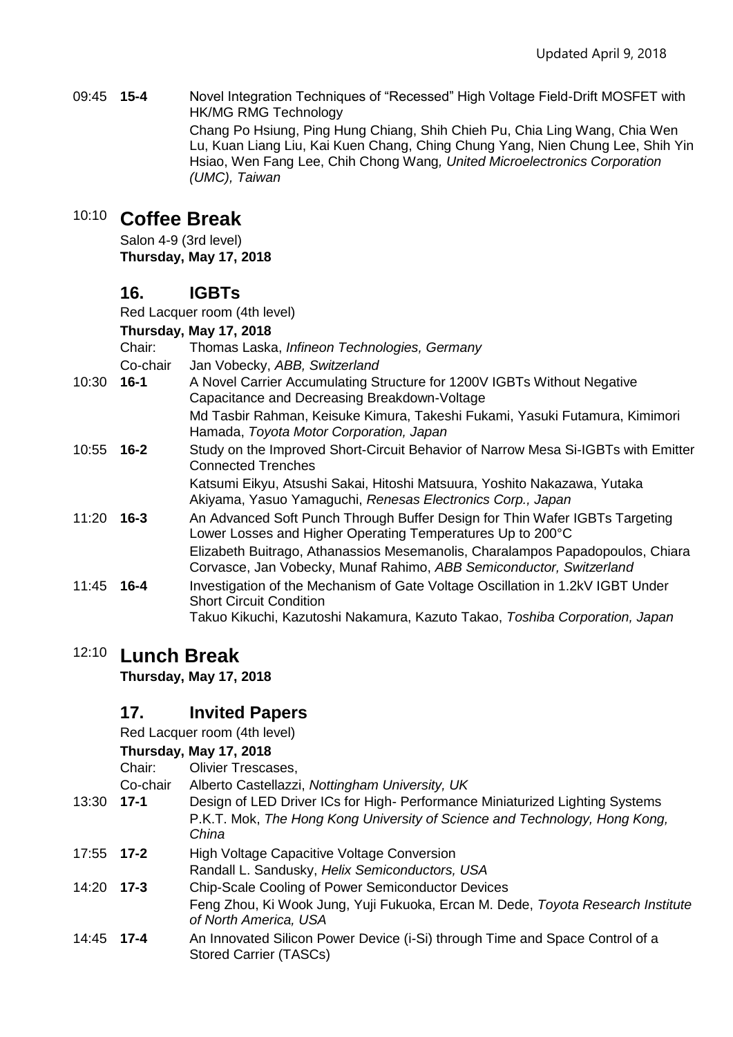Updated April 9, 2018

09:45 **15-4** Novel Integration Techniques of “Recessed” High Voltage Field-Drift MOSFET with HK/MG RMG Technology
Chang Po Hsiung, Ping Hung Chiang, Shih Chieh Pu, Chia Ling Wang, Chia Wen Lu, Kuan Liang Liu, Kai Kuen Chang, Ching Chung Yang, Nien Chung Lee, Shih Yin Hsiao, Wen Fang Lee, Chih Chong Wang, *United Microelectronics Corporation (UMC), Taiwan*

## 10:10 Coffee Break

Salon 4-9 (3rd level)
**Thursday, May 17, 2018**

## 16. IGBTs

Red Lacquer room (4th level)
**Thursday, May 17, 2018**
Chair: Thomas Laska, *Infineon Technologies, Germany*
Co-chair Jan Vobecky, *ABB, Switzerland*

10:30 **16-1** A Novel Carrier Accumulating Structure for 1200V IGBTs Without Negative Capacitance and Decreasing Breakdown-Voltage
Md Tasbir Rahman, Keisuke Kimura, Takeshi Fukami, Yasuki Futamura, Kimimori Hamada, *Toyota Motor Corporation, Japan*

10:55 **16-2** Study on the Improved Short-Circuit Behavior of Narrow Mesa Si-IGBTs with Emitter Connected Trenches
Katsumi Eikyu, Atsushi Sakai, Hitoshi Matsuura, Yoshito Nakazawa, Yutaka Akiyama, Yasuo Yamaguchi, *Renesas Electronics Corp., Japan*

11:20 **16-3** An Advanced Soft Punch Through Buffer Design for Thin Wafer IGBTs Targeting Lower Losses and Higher Operating Temperatures Up to 200°C
Elizabeth Buitrago, Athanassios Mesemanolis, Charalampos Papadopoulos, Chiara Corvasce, Jan Vobecky, Munaf Rahimo, *ABB Semiconductor, Switzerland*

11:45 **16-4** Investigation of the Mechanism of Gate Voltage Oscillation in 1.2kV IGBT Under Short Circuit Condition
Takuo Kikuchi, Kazutoshi Nakamura, Kazuto Takao, *Toshiba Corporation, Japan*

## 12:10 Lunch Break

**Thursday, May 17, 2018**

## 17. Invited Papers

Red Lacquer room (4th level)
**Thursday, May 17, 2018**
Chair: Olivier Trescases,
Co-chair Alberto Castellazzi, *Nottingham University, UK*

13:30 **17-1** Design of LED Driver ICs for High- Performance Miniaturized Lighting Systems
P.K.T. Mok, *The Hong Kong University of Science and Technology, Hong Kong, China*

17:55 **17-2** High Voltage Capacitive Voltage Conversion
Randall L. Sandusky, *Helix Semiconductors, USA*

14:20 **17-3** Chip-Scale Cooling of Power Semiconductor Devices
Feng Zhou, Ki Wook Jung, Yuji Fukuoka, Ercan M. Dede, *Toyota Research Institute of North America, USA*

14:45 **17-4** An Innovated Silicon Power Device (i-Si) through Time and Space Control of a Stored Carrier (TASCs)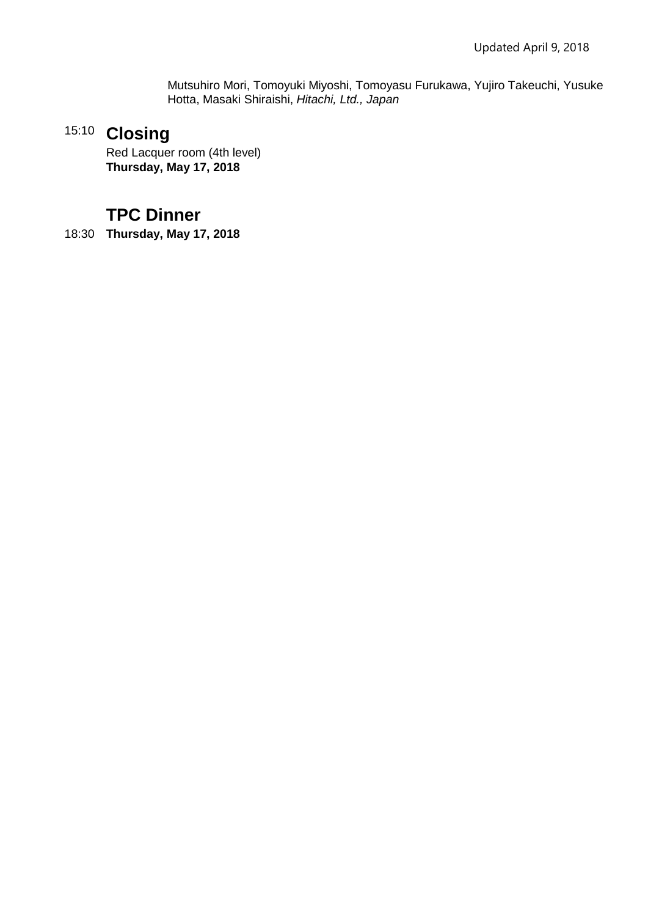Mutsuhiro Mori, Tomoyuki Miyoshi, Tomoyasu Furukawa, Yujiro Takeuchi, Yusuke Hotta, Masaki Shiraishi, *Hitachi, Ltd., Japan*

## 15:10 Closing

Red Lacquer room (4th level)
**Thursday, May 17, 2018**

## TPC Dinner

18:30 **Thursday, May 17, 2018**